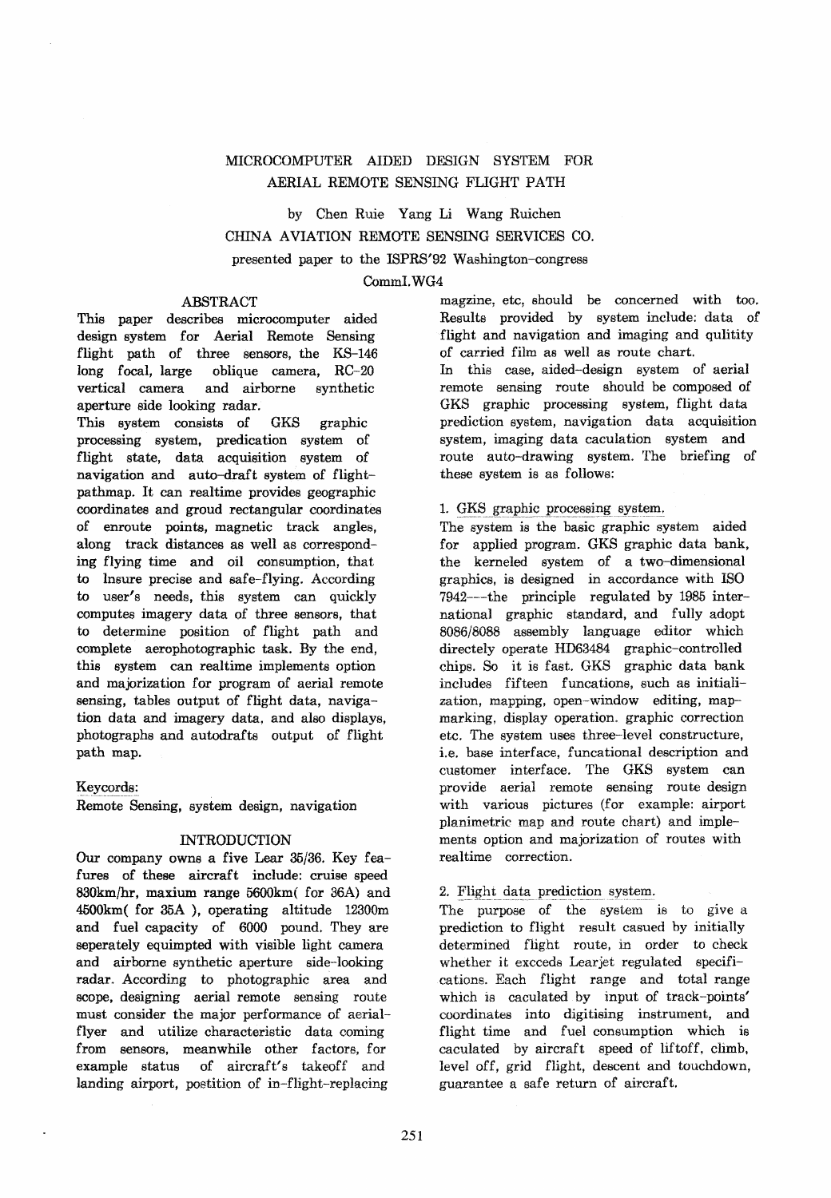# MICROCOMPUTER AIDED DESIGN SYSTEM FOR AERIAL REMOTE SENSING FLIGHT PATH

by Chen Ruie Yang Li Wang Ruichen

CHINA AVIATION REMOTE SENSING SERVICES CO.

presented paper to the ISPRS'92 Washington-congress

CommI.WG4

## ABSTRACT

This paper describes microcomputer aided design system for Aerial Remote Sensing flight path of three sensors, the KS-146 long focal, large oblique camera, RC-20 vertical camera and airborne synthetic aperture side looking radar.

This system consists of GKS graphic processing system, predication system of flight state, data acquisition system of navigation and auto-draft system of flight-pathmap. It can realtime provides geographic coordinates and groud rectangular coordinates of enroute points, magnetic track angles, along track distances as well as corresponding flying time and oil consumption, that to Insure precise and safe-flying. According to user's needs, this system can quickly computes imagery data of three sensors, that to determine position of flight path and complete aerophotographic task. By the end, this system can realtime implements option and majorization for program of aerial remote sensing, tables output of flight data, navigation data and imagery data, and also displays, photographs and autodrafts output of flight path map.

Keycords:

Remote Sensing, system design, navigation

## INTRODUCTION

Our company owns a five Lear 35/36. Key features of these aircraft include: cruise speed 830km/hr, maxium range 5600km( for 36A) and 4500km( for 35A ), operating altitude 12300m and fuel capacity of 6000 pound. They are seperately equimpted with visible light camera and airborne synthetic aperture side-looking radar. According to photographic area and scope, designing aerial remote sensing route must consider the major performance of aerial-flyer and utilize characteristic data coming from sensors, meanwhile other factors, for example status of aircraft's takeoff and landing airport, postition of in-flight-replacing magzine, etc, should be concerned with too. Results provided by system include: data of flight and navigation and imaging and qulitity of carried film as well as route chart.

In this case, aided-design system of aerial remote sensing route should be composed of GKS graphic processing system, flight data prediction system, navigation data acquisition system, imaging data caculation system and route auto-drawing system. The briefing of these system is as follows:

### 1. GKS graphic processing system.

The system is the basic graphic system aided for applied program. GKS graphic data bank, the kerneled system of a two-dimensional graphics, is designed in accordance with ISO 7942---the principle regulated by 1985 international graphic standard, and fully adopt 8086/8088 assembly language editor which directely operate HD63484 graphic-controlled chips. So it is fast. GKS graphic data bank includes fifteen funcations, such as initialization, mapping, open-window editing, map-marking, display operation. graphic correction etc. The system uses three-level constructure, i.e. base interface, funcational description and customer interface. The GKS system can provide aerial remote sensing route design with various pictures (for example: airport planimetric map and route chart) and implements option and majorization of routes with realtime correction.

### 2. Flight data prediction system.

The purpose of the system is to give a prediction to flight result casued by initially determined flight route, in order to check whether it excceds Learjet regulated specifications. Each flight range and total range which is caculated by input of track-points' coordinates into digitising instrument, and flight time and fuel consumption which is caculated by aircraft speed of liftoff, climb, level off, grid flight, descent and touchdown, guarantee a safe return of aircraft.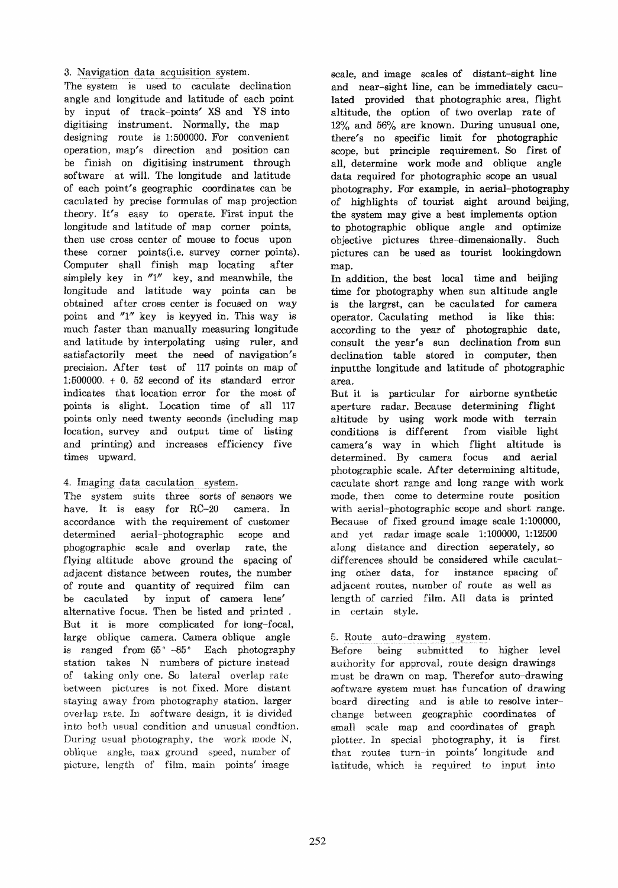## 3. Navigation data acquisition system.

The system is used to caculate declination angle and longitude and latitude of each point by input of track-points' XS and YS into digitising instrument. Normally, the map designing route is 1:500000. For convenient operation, map's direction and position can be finish on digitising instrument through software at will. The longitude and latitude of each point's geographic coordinates can be caculated by precise formulas of map projection theory. It's easy to operate. First input the longitude and latitude of map corner points, then use cross center of mouse to focus upon these corner points(i.e. survey corner points). Computer shall finish map locating after simplely key in "1" key, and meanwhile, the longitude and latitude way points can be obtained after cross center is focused on way point and "1" key is keyyed in. This way is much faster than manually measuring longitude and latitude by interpolating using ruler, and satisfactorily meet the need of navigation's precision. After test of 117 points on map of 1:500000. + 0. 52 second of its standard error indicates that location error for the most of points is slight. Location time of all 117 points only need twenty seconds (including map location, survey and output time of listing and printing) and increases efficiency five times upward.

## 4. Imaging data caculation system.

The system suits three sorts of sensors we have. It is easy for RC-20 camera. In accordance with the requirement of customer determined aerial-photographic scope and phogographic scale and overlap rate, the flying altitude above ground the spacing of adjacent distance between routes, the number of route and quantity of required film can be caculated by input of camera lens' alternative focus. Then be listed and printed . But it is more complicated for long-focal, large oblique camera. Camera oblique angle is ranged from 65° -85° Each photography station takes N numbers of picture instead of taking only one. So lateral overlap rate between pictures is not fixed. More distant staying away from photography station, larger overlap rate. In software design, it is divided into both usual condition and unusual condtion. During usual photography, the work mode N, oblique angle, max ground speed, number of picture, length of film, main points' image scale, and image scales of distant-sight line and near-sight line, can be immediately caculated provided that photographic area, flight altitude, the option of two overlap rate of 12% and 56% are known. During unusual one, there's no specific limit for photographic scope, but principle requirement. So first of all, determine work mode and oblique angle data required for photographic scope an usual photography. For example, in aerial-photography of highlights of tourist sight around beijing, the system may give a best implements option to photographic oblique angle and optimize objective pictures three-dimensionally. Such pictures can be used as tourist lookingdown map.

In addition, the best local time and beijing time for photography when sun altitude angle is the largrst, can be caculated for camera operator. Caculating method is like this: according to the year of photographic date, consult the year's sun declination from sun declination table stored in computer, then inputthe longitude and latitude of photographic area.

But it is particular for airborne synthetic aperture radar. Because determining flight altitude by using work mode with terrain conditions is different from visible light camera's way in which flight altitude is determined. By camera focus and aerial photographic scale. After determining altitude, caculate short range and long range with work mode, then come to determine route position with aerial-photographic scope and short range. Because of fixed ground image scale 1:100000, and yet radar image scale 1:100000, 1:12500 along distance and direction seperately, so differences should be considered while caculating other data, for instance spacing of adjacent routes, number of route as well as length of carried film. All data is printed in certain style.

## 5. Route auto-drawing system.

Before being submitted to higher level authority for approval, route design drawings must be drawn on map. Therefor auto-drawing software system must has funcation of drawing board directing and is able to resolve interchange between geographic coordinates of small scale map and coordinates of graph plotter. In special photography, it is first that routes turn-in points' longitude and latitude, which is required to input into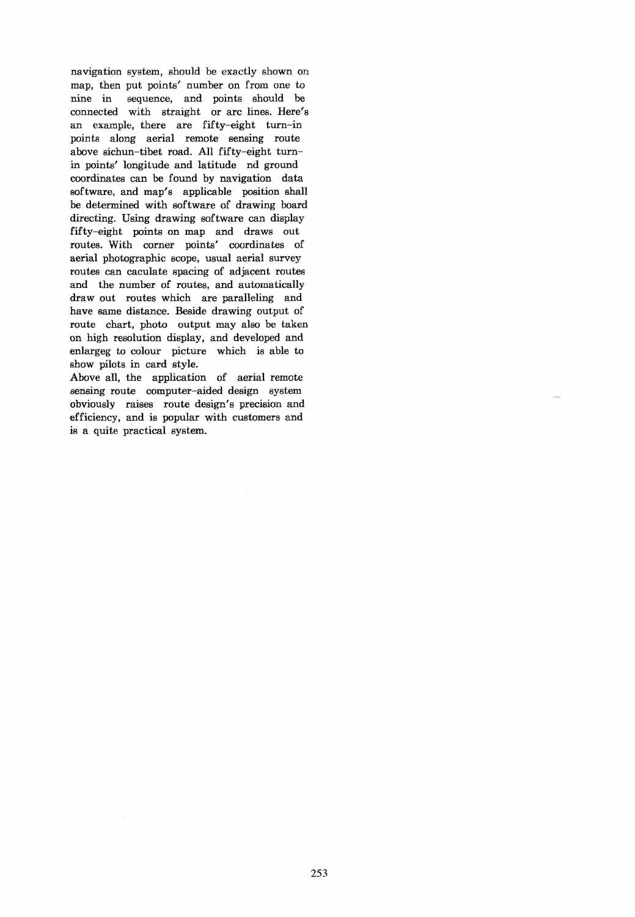navigation system, should be exactly shown on map, then put points' number on from one to nine in sequence, and points should be connected with straight or arc lines. Here's an example, there are fifty-eight turn-in points along aerial remote sensing route above sichun-tibet road. All fifty-eight turn-in points' longitude and latitude nd ground coordinates can be found by navigation data software, and map's applicable position shall be determined with software of drawing board directing. Using drawing software can display fifty-eight points on map and draws out routes. With corner points' coordinates of aerial photographic scope, usual aerial survey routes can caculate spacing of adjacent routes and the number of routes, and automatically draw out routes which are paralleling and have same distance. Beside drawing output of route chart, photo output may also be taken on high resolution display, and developed and enlargeg to colour picture which is able to show pilots in card style.

Above all, the application of aerial remote sensing route computer-aided design system obviously raises route design's precision and efficiency, and is popular with customers and is a quite practical system.